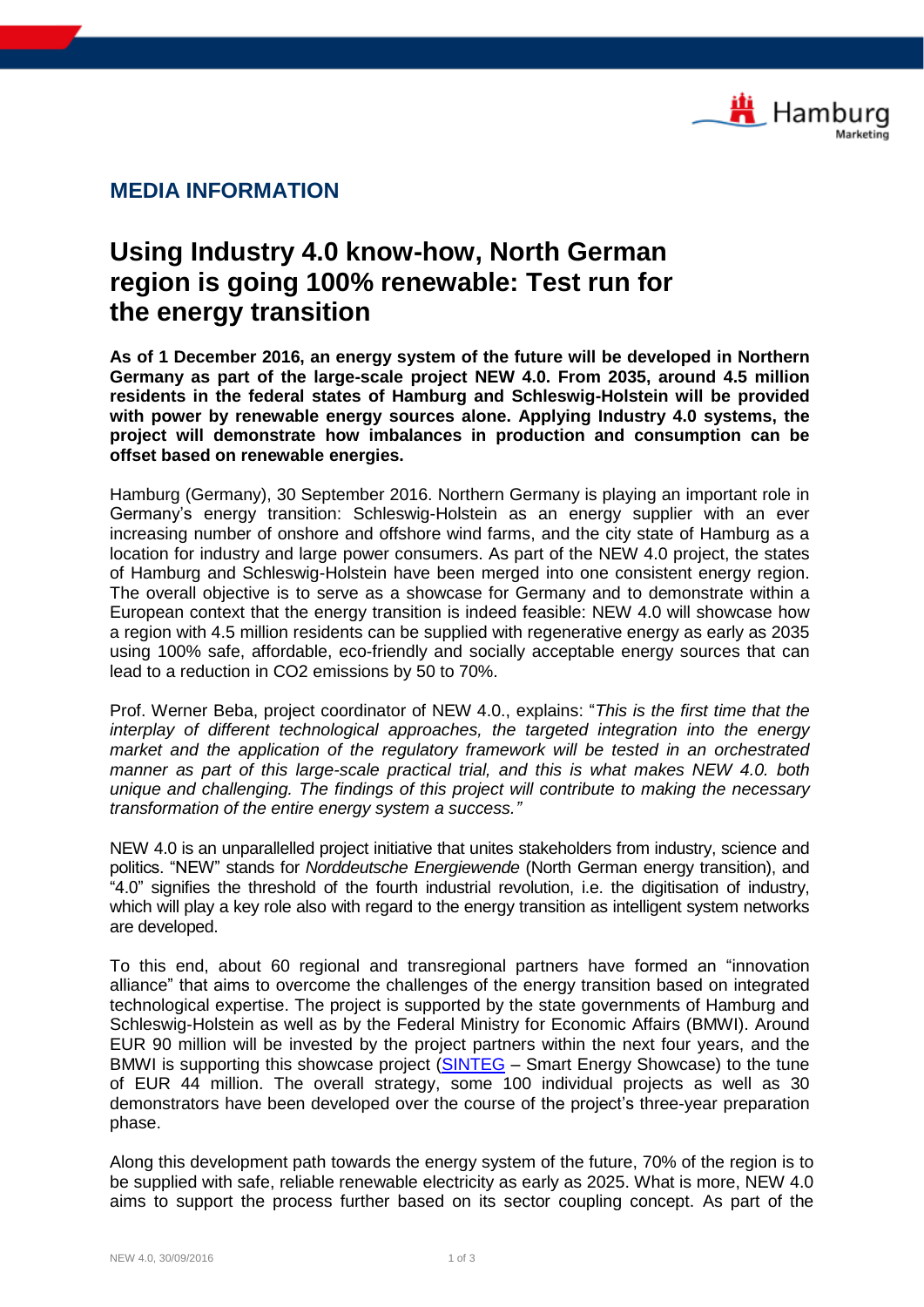## MEDIA INFORMATION

# Using Industry 4.0 know-how, North German region is going 100% renewable: Test run for the energy transition

**As of 1 December 2016, an energy system of the future will be developed in Northern Germany as part of the large-scale project NEW 4.0. From 2035, around 4.5 million residents in the federal states of Hamburg and Schleswig-Holstein will be provided with power by renewable energy sources alone. Applying Industry 4.0 systems, the project will demonstrate how imbalances in production and consumption can be offset based on renewable energies.**

Hamburg (Germany), 30 September 2016. Northern Germany is playing an important role in Germany's energy transition: Schleswig-Holstein as an energy supplier with an ever increasing number of onshore and offshore wind farms, and the city state of Hamburg as a location for industry and large power consumers. As part of the NEW 4.0 project, the states of Hamburg and Schleswig-Holstein have been merged into one consistent energy region. The overall objective is to serve as a showcase for Germany and to demonstrate within a European context that the energy transition is indeed feasible: NEW 4.0 will showcase how a region with 4.5 million residents can be supplied with regenerative energy as early as 2035 using 100% safe, affordable, eco-friendly and socially acceptable energy sources that can lead to a reduction in $CO_2$ emissions by 50 to 70%.

Prof. Werner Beba, project coordinator of NEW 4.0., explains: "*This is the first time that the interplay of different technological approaches, the targeted integration into the energy market and the application of the regulatory framework will be tested in an orchestrated manner as part of this large-scale practical trial, and this is what makes NEW 4.0. both unique and challenging. The findings of this project will contribute to making the necessary transformation of the entire energy system a success."*

NEW 4.0 is an unparallelled project initiative that unites stakeholders from industry, science and politics. "NEW" stands for *Norddeutsche Energiewende* (North German energy transition), and "4.0" signifies the threshold of the fourth industrial revolution, i.e. the digitisation of industry, which will play a key role also with regard to the energy transition as intelligent system networks are developed.

To this end, about 60 regional and transregional partners have formed an "innovation alliance" that aims to overcome the challenges of the energy transition based on integrated technological expertise. The project is supported by the state governments of Hamburg and Schleswig-Holstein as well as by the Federal Ministry for Economic Affairs (BMWI). Around EUR 90 million will be invested by the project partners within the next four years, and the BMWI is supporting this showcase project (SINTEG – Smart Energy Showcase) to the tune of EUR 44 million. The overall strategy, some 100 individual projects as well as 30 demonstrators have been developed over the course of the project's three-year preparation phase.

Along this development path towards the energy system of the future, 70% of the region is to be supplied with safe, reliable renewable electricity as early as 2025. What is more, NEW 4.0 aims to support the process further based on its sector coupling concept. As part of the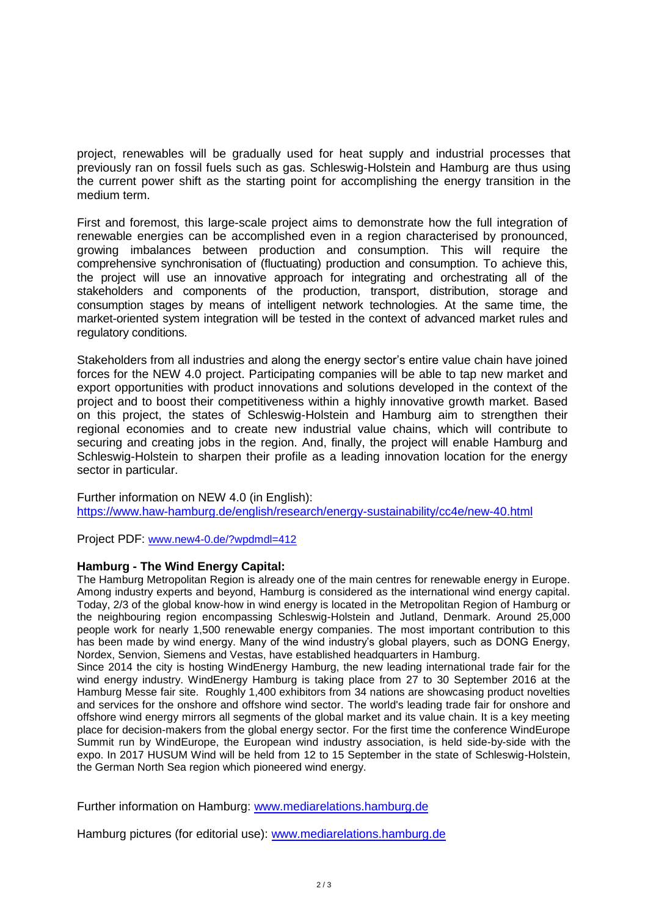project, renewables will be gradually used for heat supply and industrial processes that previously ran on fossil fuels such as gas. Schleswig-Holstein and Hamburg are thus using the current power shift as the starting point for accomplishing the energy transition in the medium term.

First and foremost, this large-scale project aims to demonstrate how the full integration of renewable energies can be accomplished even in a region characterised by pronounced, growing imbalances between production and consumption. This will require the comprehensive synchronisation of (fluctuating) production and consumption. To achieve this, the project will use an innovative approach for integrating and orchestrating all of the stakeholders and components of the production, transport, distribution, storage and consumption stages by means of intelligent network technologies. At the same time, the market-oriented system integration will be tested in the context of advanced market rules and regulatory conditions.

Stakeholders from all industries and along the energy sector's entire value chain have joined forces for the NEW 4.0 project. Participating companies will be able to tap new market and export opportunities with product innovations and solutions developed in the context of the project and to boost their competitiveness within a highly innovative growth market. Based on this project, the states of Schleswig-Holstein and Hamburg aim to strengthen their regional economies and to create new industrial value chains, which will contribute to securing and creating jobs in the region. And, finally, the project will enable Hamburg and Schleswig-Holstein to sharpen their profile as a leading innovation location for the energy sector in particular.

Further information on NEW 4.0 (in English):
https://www.haw-hamburg.de/english/research/energy-sustainability/cc4e/new-40.html

Project PDF: www.new4-0.de/?wpdmdl=412

**Hamburg - The Wind Energy Capital:**

The Hamburg Metropolitan Region is already one of the main centres for renewable energy in Europe. Among industry experts and beyond, Hamburg is considered as the international wind energy capital. Today, 2/3 of the global know-how in wind energy is located in the Metropolitan Region of Hamburg or the neighbouring region encompassing Schleswig-Holstein and Jutland, Denmark. Around 25,000 people work for nearly 1,500 renewable energy companies. The most important contribution to this has been made by wind energy. Many of the wind industry's global players, such as DONG Energy, Nordex, Senvion, Siemens and Vestas, have established headquarters in Hamburg.

Since 2014 the city is hosting WindEnergy Hamburg, the new leading international trade fair for the wind energy industry. WindEnergy Hamburg is taking place from 27 to 30 September 2016 at the Hamburg Messe fair site. Roughly 1,400 exhibitors from 34 nations are showcasing product novelties and services for the onshore and offshore wind sector. The world's leading trade fair for onshore and offshore wind energy mirrors all segments of the global market and its value chain. It is a key meeting place for decision-makers from the global energy sector. For the first time the conference WindEurope Summit run by WindEurope, the European wind industry association, is held side-by-side with the expo. In 2017 HUSUM Wind will be held from 12 to 15 September in the state of Schleswig-Holstein, the German North Sea region which pioneered wind energy.

Further information on Hamburg: www.mediarelations.hamburg.de

Hamburg pictures (for editorial use): www.mediarelations.hamburg.de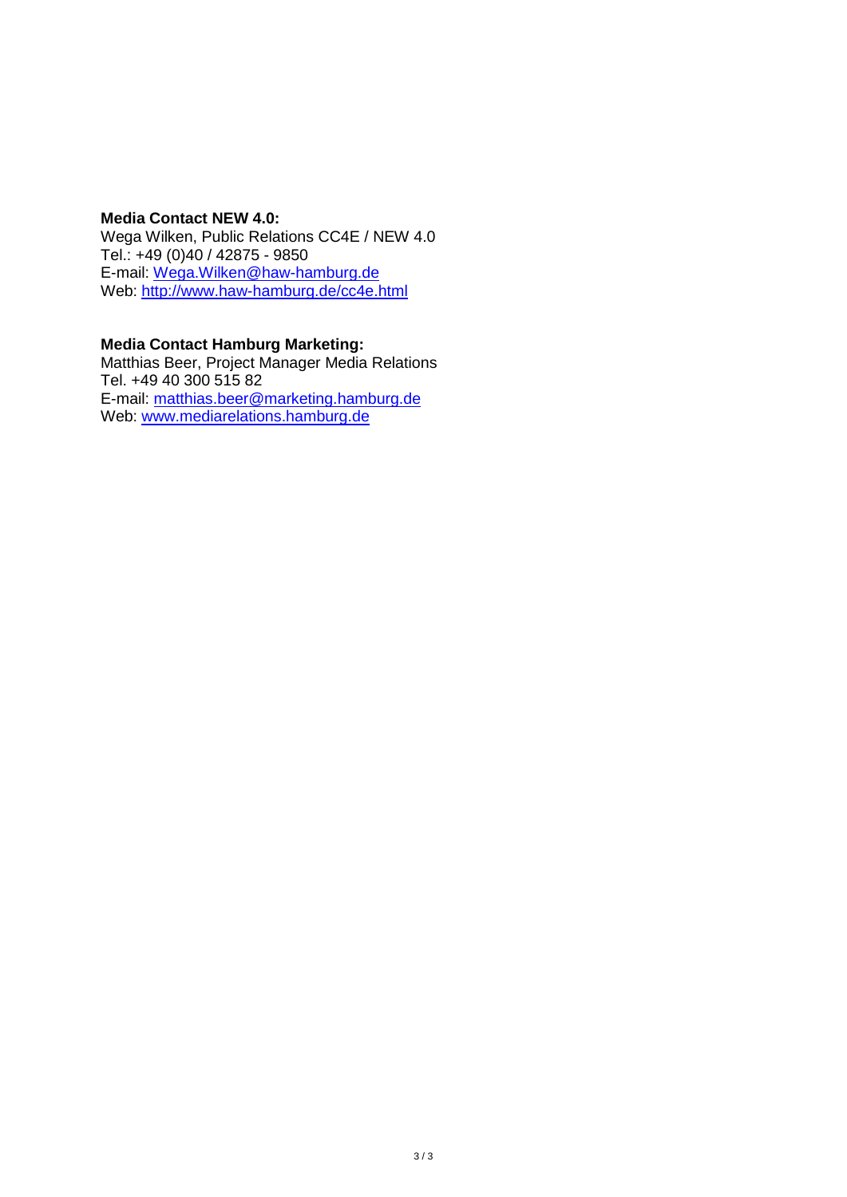**Media Contact NEW 4.0:**
Wega Wilken, Public Relations CC4E / NEW 4.0
Tel.: +49 (0)40 / 42875 - 9850
E-mail: Wega.Wilken@haw-hamburg.de
Web: http://www.haw-hamburg.de/cc4e.html

**Media Contact Hamburg Marketing:**
Matthias Beer, Project Manager Media Relations
Tel. +49 40 300 515 82
E-mail: matthias.beer@marketing.hamburg.de
Web: www.mediarelations.hamburg.de